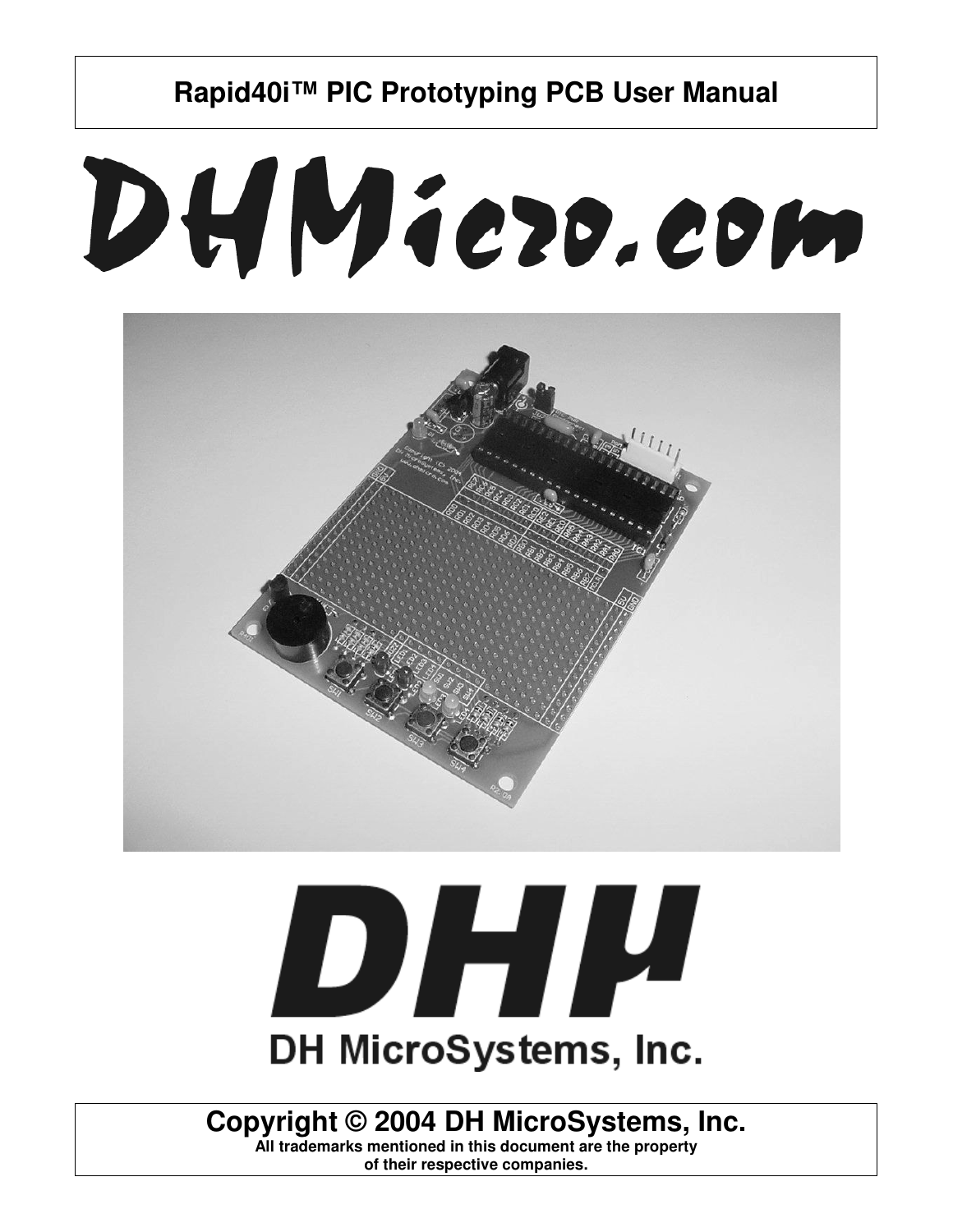# Rapid40i™ PIC Prototyping PCB User Manual

DHMicro.com

DHμ

DH MicroSystems, Inc.

**Copyright © 2004 DH MicroSystems, Inc.**

**All trademarks mentioned in this document are the property of their respective companies.**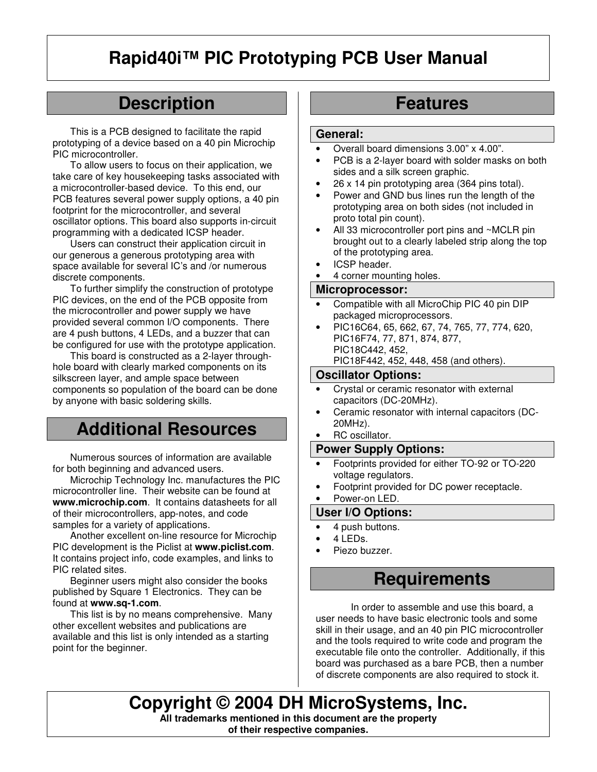# Rapid40i™ PIC Prototyping PCB User Manual

## Description

This is a PCB designed to facilitate the rapid prototyping of a device based on a 40 pin Microchip PIC microcontroller.

To allow users to focus on their application, we take care of key housekeeping tasks associated with a microcontroller-based device. To this end, our PCB features several power supply options, a 40 pin footprint for the microcontroller, and several oscillator options. This board also supports in-circuit programming with a dedicated ICSP header.

Users can construct their application circuit in our generous a generous prototyping area with space available for several IC's and /or numerous discrete components.

To further simplify the construction of prototype PIC devices, on the end of the PCB opposite from the microcontroller and power supply we have provided several common I/O components. There are 4 push buttons, 4 LEDs, and a buzzer that can be configured for use with the prototype application.

This board is constructed as a 2-layer through-hole board with clearly marked components on its silkscreen layer, and ample space between components so population of the board can be done by anyone with basic soldering skills.

## Additional Resources

Numerous sources of information are available for both beginning and advanced users.

Microchip Technology Inc. manufactures the PIC microcontroller line. Their website can be found at **www.microchip.com**. It contains datasheets for all of their microcontrollers, app-notes, and code samples for a variety of applications.

Another excellent on-line resource for Microchip PIC development is the Piclist at **www.piclist.com**. It contains project info, code examples, and links to PIC related sites.

Beginner users might also consider the books published by Square 1 Electronics. They can be found at **www.sq-1.com**.

This list is by no means comprehensive. Many other excellent websites and publications are available and this list is only intended as a starting point for the beginner.

## Features

### General:

- Overall board dimensions 3.00" x 4.00".
- PCB is a 2-layer board with solder masks on both sides and a silk screen graphic.
- 26 x 14 pin prototyping area (364 pins total).
- Power and GND bus lines run the length of the prototyping area on both sides (not included in proto total pin count).
- All 33 microcontroller port pins and ~MCLR pin brought out to a clearly labeled strip along the top of the prototyping area.
- ICSP header.
- 4 corner mounting holes.

### Microprocessor:

- Compatible with all MicroChip PIC 40 pin DIP packaged microprocessors.
- PIC16C64, 65, 662, 67, 74, 765, 77, 774, 620, PIC16F74, 77, 871, 874, 877, PIC18C442, 452, PIC18F442, 452, 448, 458 (and others).

### Oscillator Options:

- Crystal or ceramic resonator with external capacitors (DC-20MHz).
- Ceramic resonator with internal capacitors (DC-20MHz).
- RC oscillator.

### Power Supply Options:

- Footprints provided for either TO-92 or TO-220 voltage regulators.
- Footprint provided for DC power receptacle.
- Power-on LED.

### User I/O Options:

- 4 push buttons.
- 4 LEDs.
- Piezo buzzer.

## Requirements

In order to assemble and use this board, a user needs to have basic electronic tools and some skill in their usage, and an 40 pin PIC microcontroller and the tools required to write code and program the executable file onto the controller. Additionally, if this board was purchased as a bare PCB, then a number of discrete components are also required to stock it.

**Copyright © 2004 DH MicroSystems, Inc.**

**All trademarks mentioned in this document are the property of their respective companies.**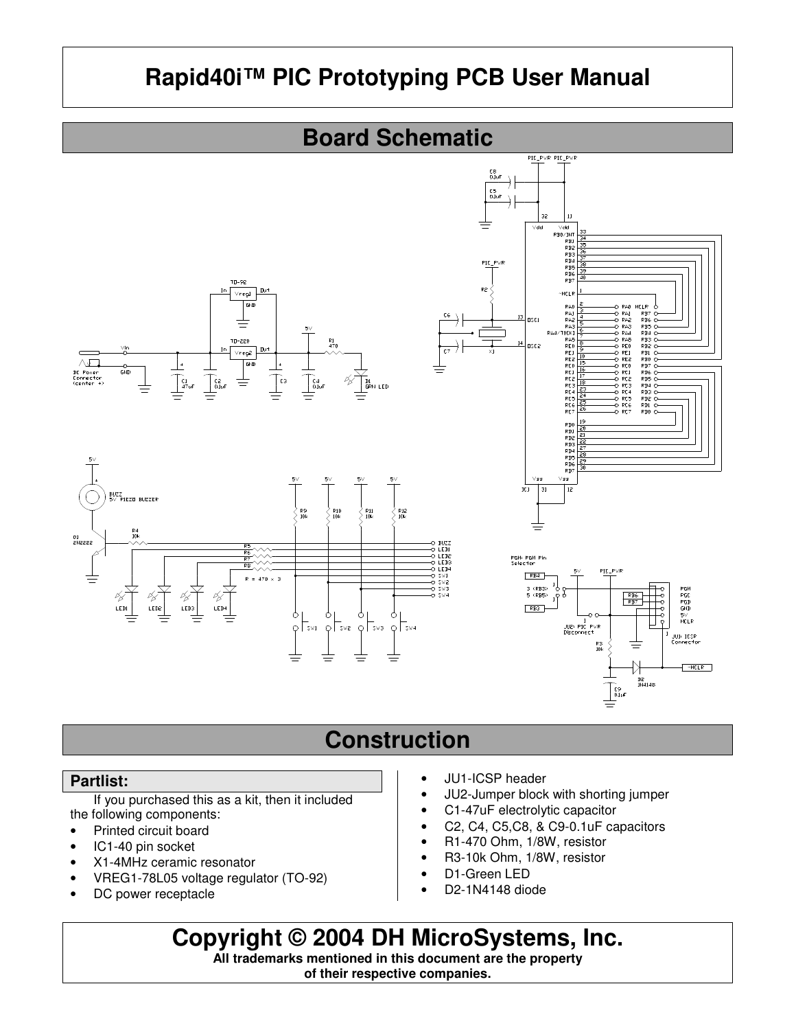# Rapid40i™ PIC Prototyping PCB User Manual

## Board Schematic

## Construction

### Partlist:

If you purchased this as a kit, then it included the following components:

- Printed circuit board
- IC1-40 pin socket
- X1-4MHz ceramic resonator
- VREG1-78L05 voltage regulator (TO-92)
- DC power receptacle
- JU1-ICSP header
- JU2-Jumper block with shorting jumper
- C1-47uF electrolytic capacitor
- C2, C4, C5,C8, & C9-0.1uF capacitors
- R1-470 Ohm, 1/8W, resistor
- R3-10k Ohm, 1/8W, resistor
- D1-Green LED
- D2-1N4148 diode

**Copyright © 2004 DH MicroSystems, Inc.**

**All trademarks mentioned in this document are the property of their respective companies.**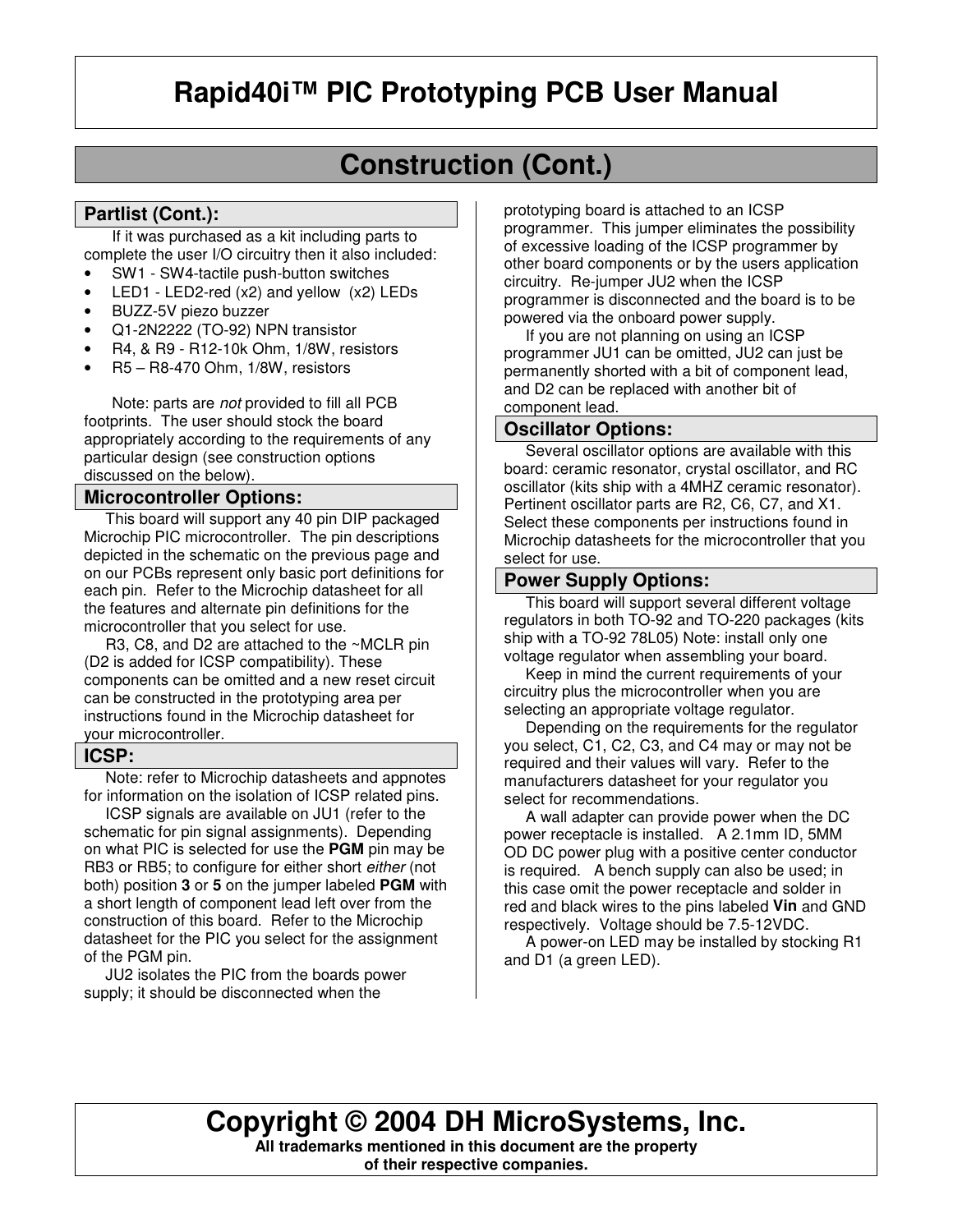# Rapid40i™ PIC Prototyping PCB User Manual

## Construction (Cont.)

### Partlist (Cont.):

If it was purchased as a kit including parts to complete the user I/O circuitry then it also included:

- SW1 - SW4-tactile push-button switches
- LED1 - LED2-red (x2) and yellow (x2) LEDs
- BUZZ-5V piezo buzzer
- Q1-2N2222 (TO-92) NPN transistor
- R4, & R9 - R12-10k Ohm, 1/8W, resistors
- R5 – R8-470 Ohm, 1/8W, resistors

Note: parts are *not* provided to fill all PCB footprints. The user should stock the board appropriately according to the requirements of any particular design (see construction options discussed on the below).

### Microcontroller Options:

This board will support any 40 pin DIP packaged Microchip PIC microcontroller. The pin descriptions depicted in the schematic on the previous page and on our PCBs represent only basic port definitions for each pin. Refer to the Microchip datasheet for all the features and alternate pin definitions for the microcontroller that you select for use.

R3, C8, and D2 are attached to the ~MCLR pin (D2 is added for ICSP compatibility). These components can be omitted and a new reset circuit can be constructed in the prototyping area per instructions found in the Microchip datasheet for your microcontroller.

### ICSP:

Note: refer to Microchip datasheets and appnotes for information on the isolation of ICSP related pins.

ICSP signals are available on JU1 (refer to the schematic for pin signal assignments). Depending on what PIC is selected for use the **PGM** pin may be RB3 or RB5; to configure for either short *either* (not both) position **3** or **5** on the jumper labeled **PGM** with a short length of component lead left over from the construction of this board. Refer to the Microchip datasheet for the PIC you select for the assignment of the PGM pin.

JU2 isolates the PIC from the boards power supply; it should be disconnected when the prototyping board is attached to an ICSP programmer. This jumper eliminates the possibility of excessive loading of the ICSP programmer by other board components or by the users application circuitry. Re-jumper JU2 when the ICSP programmer is disconnected and the board is to be powered via the onboard power supply.

If you are not planning on using an ICSP programmer JU1 can be omitted, JU2 can just be permanently shorted with a bit of component lead, and D2 can be replaced with another bit of component lead.

### Oscillator Options:

Several oscillator options are available with this board: ceramic resonator, crystal oscillator, and RC oscillator (kits ship with a 4MHZ ceramic resonator). Pertinent oscillator parts are R2, C6, C7, and X1. Select these components per instructions found in Microchip datasheets for the microcontroller that you select for use.

### Power Supply Options:

This board will support several different voltage regulators in both TO-92 and TO-220 packages (kits ship with a TO-92 78L05) Note: install only one voltage regulator when assembling your board.

Keep in mind the current requirements of your circuitry plus the microcontroller when you are selecting an appropriate voltage regulator.

Depending on the requirements for the regulator you select, C1, C2, C3, and C4 may or may not be required and their values will vary. Refer to the manufacturers datasheet for your regulator you select for recommendations.

A wall adapter can provide power when the DC power receptacle is installed. A 2.1mm ID, 5MM OD DC power plug with a positive center conductor is required. A bench supply can also be used; in this case omit the power receptacle and solder in red and black wires to the pins labeled **Vin** and GND respectively. Voltage should be 7.5-12VDC.

A power-on LED may be installed by stocking R1 and D1 (a green LED).

**Copyright © 2004 DH MicroSystems, Inc.**

**All trademarks mentioned in this document are the property of their respective companies.**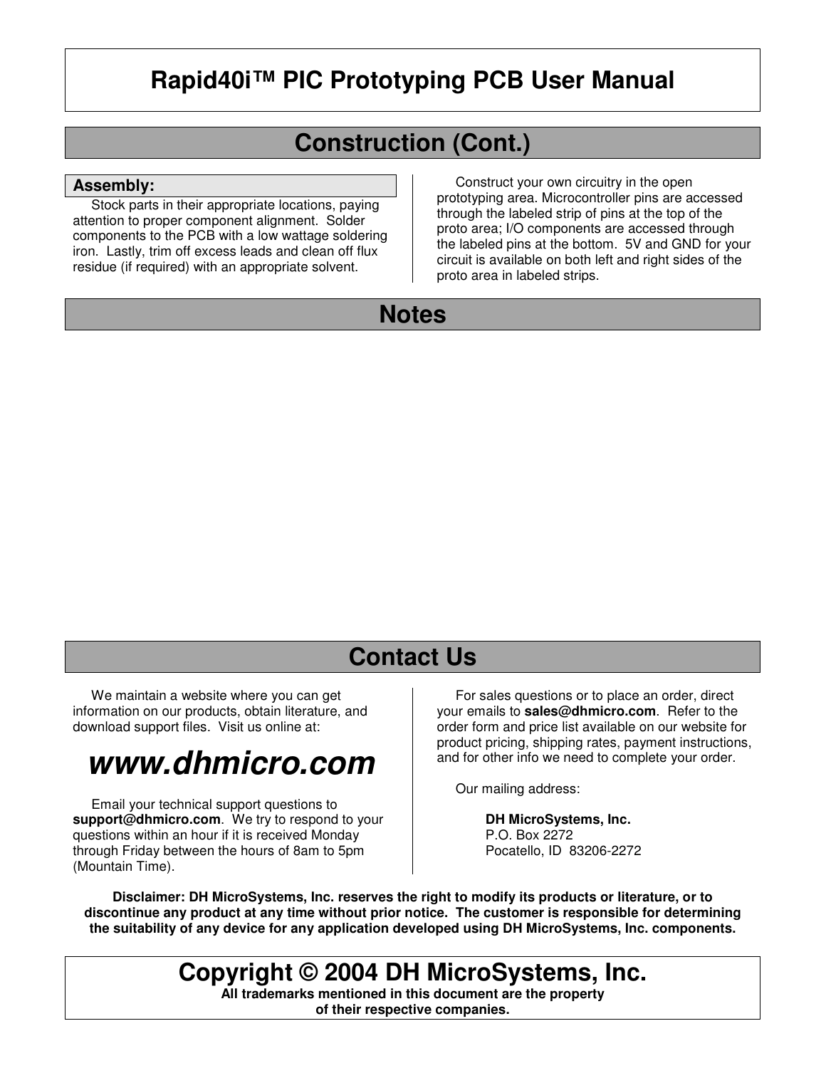# Rapid40i™ PIC Prototyping PCB User Manual

## Construction (Cont.)

### Assembly:

Stock parts in their appropriate locations, paying attention to proper component alignment. Solder components to the PCB with a low wattage soldering iron. Lastly, trim off excess leads and clean off flux residue (if required) with an appropriate solvent.

Construct your own circuitry in the open prototyping area. Microcontroller pins are accessed through the labeled strip of pins at the top of the proto area; I/O components are accessed through the labeled pins at the bottom. 5V and GND for your circuit is available on both left and right sides of the proto area in labeled strips.

## Notes

## Contact Us

We maintain a website where you can get information on our products, obtain literature, and download support files. Visit us online at:

***www.dhmicro.com***

Email your technical support questions to **support@dhmicro.com**. We try to respond to your questions within an hour if it is received Monday through Friday between the hours of 8am to 5pm (Mountain Time).

For sales questions or to place an order, direct your emails to **sales@dhmicro.com**. Refer to the order form and price list available on our website for product pricing, shipping rates, payment instructions, and for other info we need to complete your order.

Our mailing address:

**DH MicroSystems, Inc.**
P.O. Box 2272
Pocatello, ID 83206-2272

**Disclaimer: DH MicroSystems, Inc. reserves the right to modify its products or literature, or to discontinue any product at any time without prior notice. The customer is responsible for determining the suitability of any device for any application developed using DH MicroSystems, Inc. components.**

## Copyright © 2004 DH MicroSystems, Inc.

**All trademarks mentioned in this document are the property of their respective companies.**